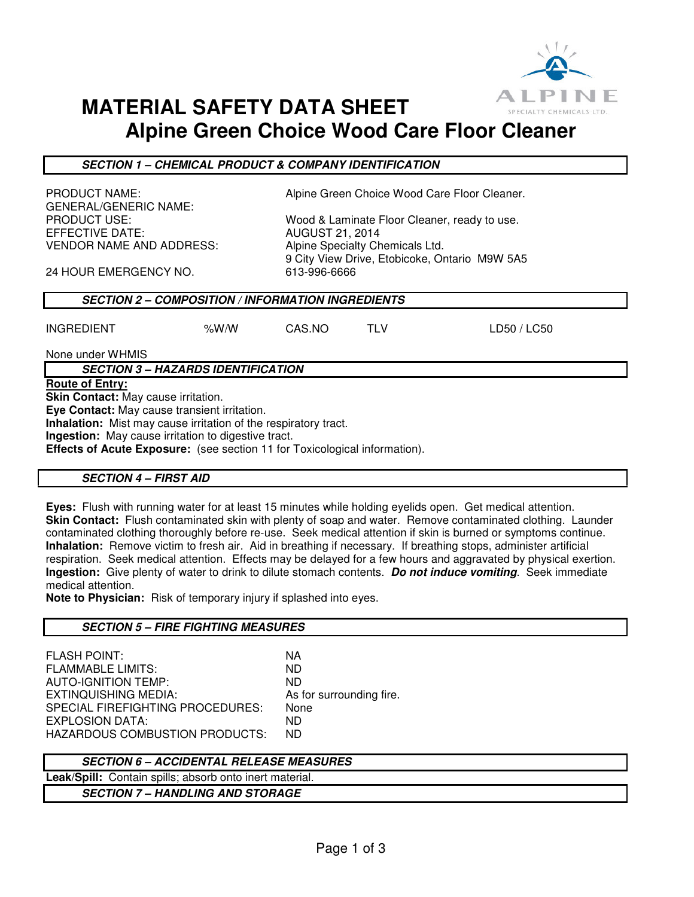# MATERIAL SAFETY DATA SHEET

## Alpine Green Choice Wood Care Floor Cleaner

### *SECTION 1 – CHEMICAL PRODUCT & COMPANY IDENTIFICATION*

| | |
|---|---|
| PRODUCT NAME: | Alpine Green Choice Wood Care Floor Cleaner. |
| GENERAL/GENERIC NAME: | |
| PRODUCT USE: | Wood & Laminate Floor Cleaner, ready to use. |
| EFFECTIVE DATE: | AUGUST 21, 2014 |
| VENDOR NAME AND ADDRESS: | Alpine Specialty Chemicals Ltd.<br>9 City View Drive, Etobicoke, Ontario M9W 5A5 |
| 24 HOUR EMERGENCY NO. | 613-996-6666 |

### *SECTION 2 – COMPOSITION / INFORMATION INGREDIENTS*

| INGREDIENT | %W/W | CAS.NO | TLV | LD50 / LC50 |
|---|---|---|---|---|

None under WHMIS

### *SECTION 3 – HAZARDS IDENTIFICATION*

**Route of Entry:**

**Skin Contact:** May cause irritation.
**Eye Contact:** May cause transient irritation.
**Inhalation:** Mist may cause irritation of the respiratory tract.
**Ingestion:** May cause irritation to digestive tract.
**Effects of Acute Exposure:** (see section 11 for Toxicological information).

### *SECTION 4 – FIRST AID*

**Eyes:** Flush with running water for at least 15 minutes while holding eyelids open. Get medical attention.
**Skin Contact:** Flush contaminated skin with plenty of soap and water. Remove contaminated clothing. Launder contaminated clothing thoroughly before re-use. Seek medical attention if skin is burned or symptoms continue.
**Inhalation:** Remove victim to fresh air. Aid in breathing if necessary. If breathing stops, administer artificial respiration. Seek medical attention. Effects may be delayed for a few hours and aggravated by physical exertion.
**Ingestion:** Give plenty of water to drink to dilute stomach contents. ***Do not induce vomiting***. Seek immediate medical attention.
**Note to Physician:** Risk of temporary injury if splashed into eyes.

### *SECTION 5 – FIRE FIGHTING MEASURES*

| | |
|---|---|
| FLASH POINT: | NA |
| FLAMMABLE LIMITS: | ND |
| AUTO-IGNITION TEMP: | ND |
| EXTINQUISHING MEDIA: | As for surrounding fire. |
| SPECIAL FIREFIGHTING PROCEDURES: | None |
| EXPLOSION DATA: | ND |
| HAZARDOUS COMBUSTION PRODUCTS: | ND |

### *SECTION 6 – ACCIDENTAL RELEASE MEASURES*

**Leak/Spill:** Contain spills; absorb onto inert material.

### *SECTION 7 – HANDLING AND STORAGE*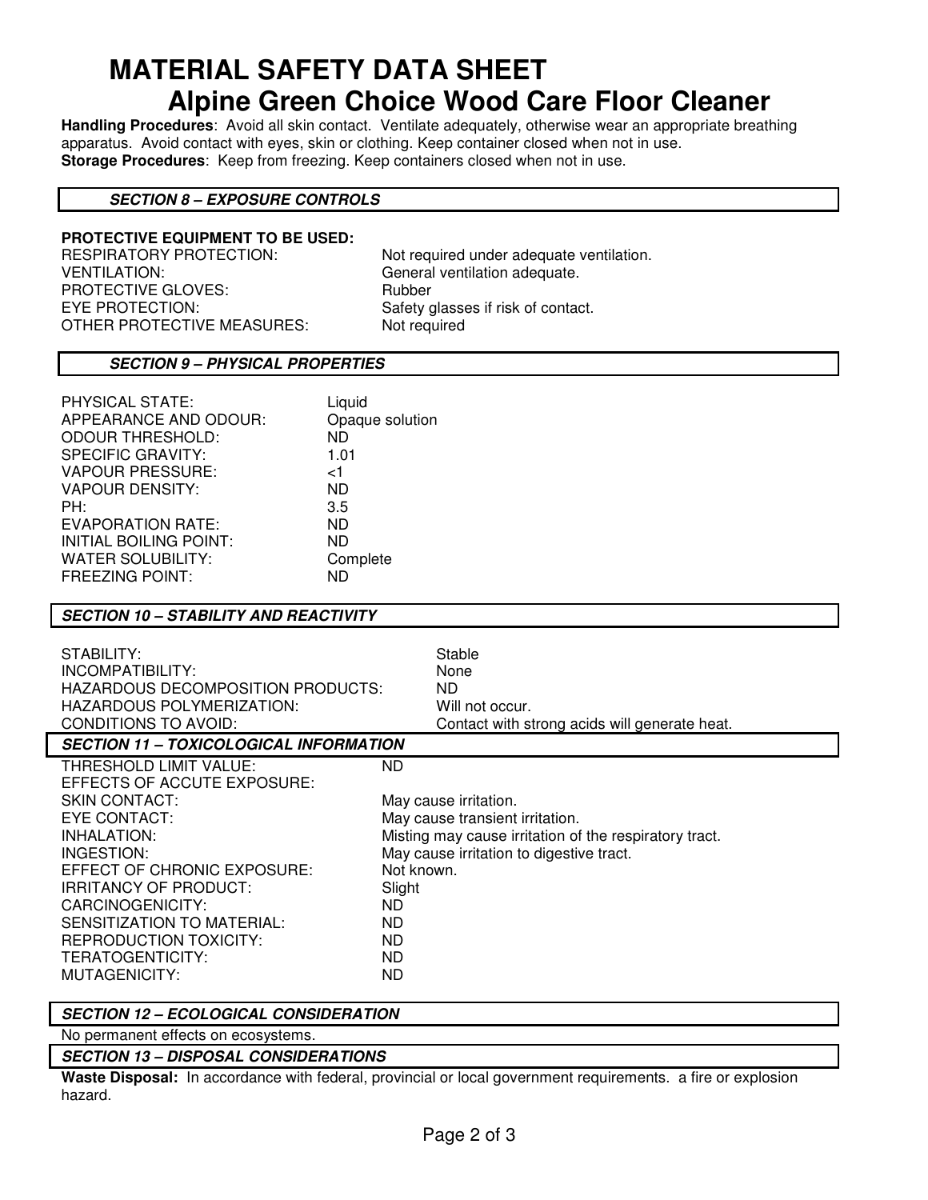# MATERIAL SAFETY DATA SHEET

## Alpine Green Choice Wood Care Floor Cleaner

**Handling Procedures**: Avoid all skin contact. Ventilate adequately, otherwise wear an appropriate breathing apparatus. Avoid contact with eyes, skin or clothing. Keep container closed when not in use.
**Storage Procedures**: Keep from freezing. Keep containers closed when not in use.

### *SECTION 8 – EXPOSURE CONTROLS*

**PROTECTIVE EQUIPMENT TO BE USED:**

| | |
|---|---|
| RESPIRATORY PROTECTION: | Not required under adequate ventilation. |
| VENTILATION: | General ventilation adequate. |
| PROTECTIVE GLOVES: | Rubber |
| EYE PROTECTION: | Safety glasses if risk of contact. |
| OTHER PROTECTIVE MEASURES: | Not required |

### *SECTION 9 – PHYSICAL PROPERTIES*

| | |
|---|---|
| PHYSICAL STATE: | Liquid |
| APPEARANCE AND ODOUR: | Opaque solution |
| ODOUR THRESHOLD: | ND |
| SPECIFIC GRAVITY: | 1.01 |
| VAPOUR PRESSURE: | <1 |
| VAPOUR DENSITY: | ND |
| PH: | 3.5 |
| EVAPORATION RATE: | ND |
| INITIAL BOILING POINT: | ND |
| WATER SOLUBILITY: | Complete |
| FREEZING POINT: | ND |

### *SECTION 10 – STABILITY AND REACTIVITY*

| | |
|---|---|
| STABILITY: | Stable |
| INCOMPATIBILITY: | None |
| HAZARDOUS DECOMPOSITION PRODUCTS: | ND |
| HAZARDOUS POLYMERIZATION: | Will not occur. |
| CONDITIONS TO AVOID: | Contact with strong acids will generate heat. |

### *SECTION 11 – TOXICOLOGICAL INFORMATION*

| | |
|---|---|
| THRESHOLD LIMIT VALUE: | ND |
| EFFECTS OF ACCUTE EXPOSURE: | |
| SKIN CONTACT: | May cause irritation. |
| EYE CONTACT: | May cause transient irritation. |
| INHALATION: | Misting may cause irritation of the respiratory tract. |
| INGESTION: | May cause irritation to digestive tract. |
| EFFECT OF CHRONIC EXPOSURE: | Not known. |
| IRRITANCY OF PRODUCT: | Slight |
| CARCINOGENICITY: | ND |
| SENSITIZATION TO MATERIAL: | ND |
| REPRODUCTION TOXICITY: | ND |
| TERATOGENTICITY: | ND |
| MUTAGENICITY: | ND |

### *SECTION 12 – ECOLOGICAL CONSIDERATION*

No permanent effects on ecosystems.

### *SECTION 13 – DISPOSAL CONSIDERATIONS*

**Waste Disposal:** In accordance with federal, provincial or local government requirements. a fire or explosion hazard.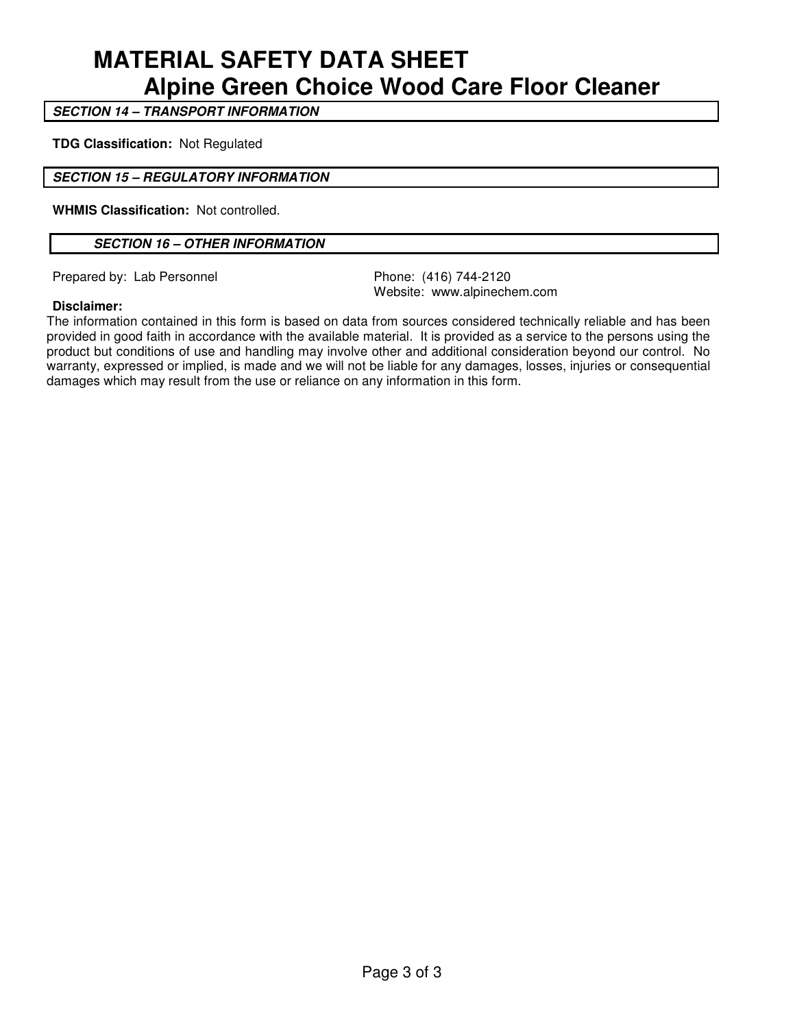# MATERIAL SAFETY DATA SHEET
## Alpine Green Choice Wood Care Floor Cleaner

### *SECTION 14 – TRANSPORT INFORMATION*

**TDG Classification:** Not Regulated

### *SECTION 15 – REGULATORY INFORMATION*

**WHMIS Classification:** Not controlled.

### *SECTION 16 – OTHER INFORMATION*

Prepared by: Lab Personnel

Phone: (416) 744-2120
Website: www.alpinechem.com

**Disclaimer:**

The information contained in this form is based on data from sources considered technically reliable and has been provided in good faith in accordance with the available material. It is provided as a service to the persons using the product but conditions of use and handling may involve other and additional consideration beyond our control. No warranty, expressed or implied, is made and we will not be liable for any damages, losses, injuries or consequential damages which may result from the use or reliance on any information in this form.